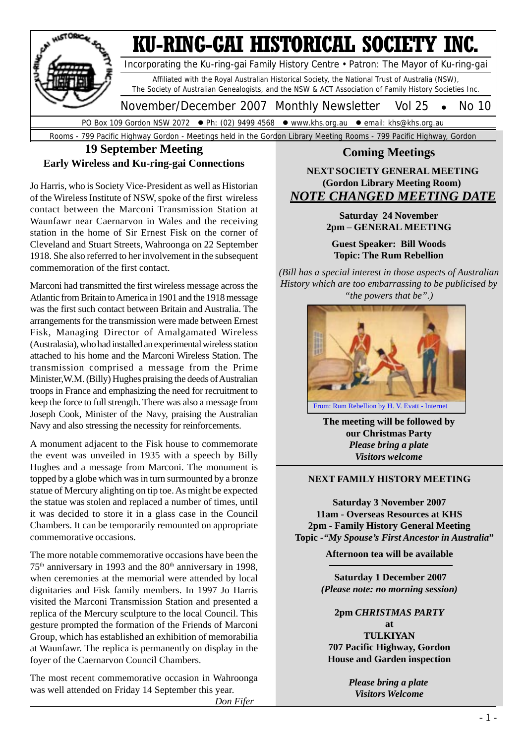# KU-RING-GAI HISTORICAL SOCIETY INC.

Incorporating the Ku-ring-gai Family History Centre • Patron: The Mayor of Ku-ring-gai

Affiliated with the Royal Australian Historical Society, the National Trust of Australia (NSW), The Society of Australian Genealogists, and the NSW & ACT Association of Family History Societies Inc.

November/December 2007 Monthly Newsletter Vol 25 • No 10

PO Box 109 Gordon NSW 2072 • Ph: (02) 9499 4568 • www.khs.org.au • email: khs@khs.org.au

Rooms - 799 Pacific Highway Gordon - Meetings held in the Gordon Library Meeting Rooms - 799 Pacific Highway, Gordon

## 19 September Meeting

### Early Wireless and Ku-ring-gai Connections

Jo Harris, who is Society Vice-President as well as Historian of the Wireless Institute of NSW, spoke of the first wireless contact between the Marconi Transmission Station at Waunfawr near Caernarvon in Wales and the receiving station in the home of Sir Ernest Fisk on the corner of Cleveland and Stuart Streets, Wahroonga on 22 September 1918. She also referred to her involvement in the subsequent commemoration of the first contact.

Marconi had transmitted the first wireless message across the Atlantic from Britain to America in 1901 and the 1918 message was the first such contact between Britain and Australia. The arrangements for the transmission were made between Ernest Fisk, Managing Director of Amalgamated Wireless (Australasia), who had installed an experimental wireless station attached to his home and the Marconi Wireless Station. The transmission comprised a message from the Prime Minister,W.M. (Billy) Hughes praising the deeds of Australian troops in France and emphasizing the need for recruitment to keep the force to full strength. There was also a message from Joseph Cook, Minister of the Navy, praising the Australian Navy and also stressing the necessity for reinforcements.

A monument adjacent to the Fisk house to commemorate the event was unveiled in 1935 with a speech by Billy Hughes and a message from Marconi. The monument is topped by a globe which was in turn surmounted by a bronze statue of Mercury alighting on tip toe. As might be expected the statue was stolen and replaced a number of times, until it was decided to store it in a glass case in the Council Chambers. It can be temporarily remounted on appropriate commemorative occasions.

The more notable commemorative occasions have been the 75th anniversary in 1993 and the 80th anniversary in 1998, when ceremonies at the memorial were attended by local dignitaries and Fisk family members. In 1997 Jo Harris visited the Marconi Transmission Station and presented a replica of the Mercury sculpture to the local Council. This gesture prompted the formation of the Friends of Marconi Group, which has established an exhibition of memorabilia at Waunfawr. The replica is permanently on display in the foyer of the Caernarvon Council Chambers.

The most recent commemorative occasion in Wahroonga was well attended on Friday 14 September this year.

*Don Fifer*

## Coming Meetings

**NEXT SOCIETY GENERAL MEETING**
**(Gordon Library Meeting Room)**

***NOTE CHANGED MEETING DATE***

**Saturday 24 November**
**2pm – GENERAL MEETING**

**Guest Speaker: Bill Woods**
**Topic: The Rum Rebellion**

*(Bill has a special interest in those aspects of Australian History which are too embarrassing to be publicised by "the powers that be".)*

From: Rum Rebellion by H. V. Evatt - Internet

**The meeting will be followed by our Christmas Party**
***Please bring a plate***
***Visitors welcome***

**NEXT FAMILY HISTORY MEETING**

**Saturday 3 November 2007**
**11am - Overseas Resources at KHS**
**2pm - Family History General Meeting**
**Topic -*"My Spouse's First Ancestor in Australia*"**

**Afternoon tea will be available**

**Saturday 1 December 2007**
***(Please note: no morning session)***

**2pm *CHRISTMAS PARTY***
**at**
**TULKIYAN**
**707 Pacific Highway, Gordon**
**House and Garden inspection**

***Please bring a plate***
***Visitors Welcome***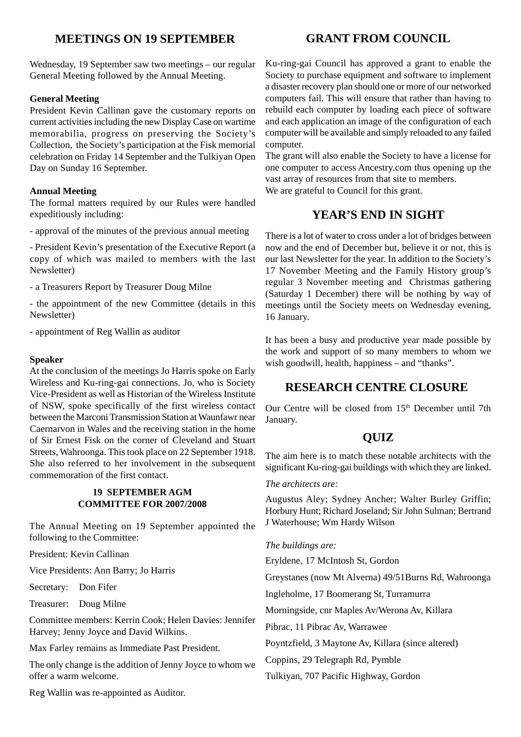## MEETINGS ON 19 SEPTEMBER

Wednesday, 19 September saw two meetings – our regular General Meeting followed by the Annual Meeting.

**General Meeting**

President Kevin Callinan gave the customary reports on current activities including the new Display Case on wartime memorabilia, progress on preserving the Society's Collection, the Society's participation at the Fisk memorial celebration on Friday 14 September and the Tulkiyan Open Day on Sunday 16 September.

**Annual Meeting**

The formal matters required by our Rules were handled expeditiously including:

- approval of the minutes of the previous annual meeting

- President Kevin's presentation of the Executive Report (a copy of which was mailed to members with the last Newsletter)

- a Treasurers Report by Treasurer Doug Milne

- the appointment of the new Committee (details in this Newsletter)

- appointment of Reg Wallin as auditor

**Speaker**

At the conclusion of the meetings Jo Harris spoke on Early Wireless and Ku-ring-gai connections. Jo, who is Society Vice-President as well as Historian of the Wireless Institute of NSW, spoke specifically of the first wireless contact between the Marconi Transmission Station at Waunfawr near Caernarvon in Wales and the receiving station in the home of Sir Ernest Fisk on the corner of Cleveland and Stuart Streets, Wahroonga. This took place on 22 September 1918. She also referred to her involvement in the subsequent commemoration of the first contact.

**19 SEPTEMBER AGM COMMITTEE FOR 2007/2008**

The Annual Meeting on 19 September appointed the following to the Committee:

President: Kevin Callinan

Vice Presidents: Ann Barry; Jo Harris

Secretary: Don Fifer

Treasurer: Doug Milne

Committee members: Kerrin Cook; Helen Davies: Jennifer Harvey; Jenny Joyce and David Wilkins.

Max Farley remains as Immediate Past President.

The only change is the addition of Jenny Joyce to whom we offer a warm welcome.

Reg Wallin was re-appointed as Auditor.

## GRANT FROM COUNCIL

Ku-ring-gai Council has approved a grant to enable the Society to purchase equipment and software to implement a disaster recovery plan should one or more of our networked computers fail. This will ensure that rather than having to rebuild each computer by loading each piece of software and each application an image of the configuration of each computer will be available and simply reloaded to any failed computer.

The grant will also enable the Society to have a license for one computer to access Ancestry.com thus opening up the vast array of resources from that site to members.

We are grateful to Council for this grant.

## YEAR'S END IN SIGHT

There is a lot of water to cross under a lot of bridges between now and the end of December but, believe it or not, this is our last Newsletter for the year. In addition to the Society's 17 November Meeting and the Family History group's regular 3 November meeting and Christmas gathering (Saturday 1 December) there will be nothing by way of meetings until the Society meets on Wednesday evening, 16 January.

It has been a busy and productive year made possible by the work and support of so many members to whom we wish goodwill, health, happiness – and "thanks".

## RESEARCH CENTRE CLOSURE

Our Centre will be closed from 15th December until 7th January.

## QUIZ

The aim here is to match these notable architects with the significant Ku-ring-gai buildings with which they are linked.

*The architects are:*

Augustus Aley; Sydney Ancher; Walter Burley Griffin; Horbury Hunt; Richard Joseland; Sir John Sulman; Bertrand J Waterhouse; Wm Hardy Wilson

*The buildings are:*

Eryldene, 17 McIntosh St, Gordon

Greystanes (now Mt Alverna) 49/51Burns Rd, Wahroonga

Ingleholme, 17 Boomerang St, Turramurra

Morningside, cnr Maples Av/Werona Av, Killara

Pibrac, 11 Pibrac Av, Warrawee

Poyntzfield, 3 Maytone Av, Killara (since altered)

Coppins, 29 Telegraph Rd, Pymble

Tulkiyan, 707 Pacific Highway, Gordon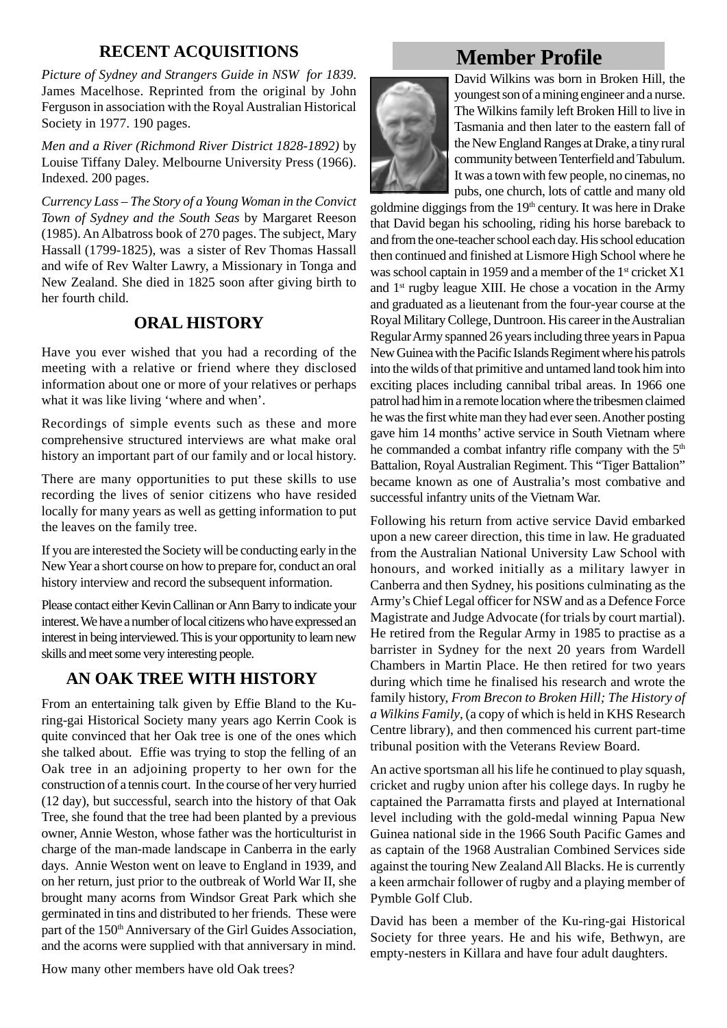## RECENT ACQUISITIONS

*Picture of Sydney and Strangers Guide in NSW for 1839*. James Macelhose. Reprinted from the original by John Ferguson in association with the Royal Australian Historical Society in 1977. 190 pages.

*Men and a River (Richmond River District 1828-1892)* by Louise Tiffany Daley. Melbourne University Press (1966). Indexed. 200 pages.

*Currency Lass – The Story of a Young Woman in the Convict Town of Sydney and the South Seas* by Margaret Reeson (1985). An Albatross book of 270 pages. The subject, Mary Hassall (1799-1825), was a sister of Rev Thomas Hassall and wife of Rev Walter Lawry, a Missionary in Tonga and New Zealand. She died in 1825 soon after giving birth to her fourth child.

## ORAL HISTORY

Have you ever wished that you had a recording of the meeting with a relative or friend where they disclosed information about one or more of your relatives or perhaps what it was like living 'where and when'.

Recordings of simple events such as these and more comprehensive structured interviews are what make oral history an important part of our family and or local history.

There are many opportunities to put these skills to use recording the lives of senior citizens who have resided locally for many years as well as getting information to put the leaves on the family tree.

If you are interested the Society will be conducting early in the New Year a short course on how to prepare for, conduct an oral history interview and record the subsequent information.

Please contact either Kevin Callinan or Ann Barry to indicate your interest. We have a number of local citizens who have expressed an interest in being interviewed. This is your opportunity to learn new skills and meet some very interesting people.

## AN OAK TREE WITH HISTORY

From an entertaining talk given by Effie Bland to the Ku-ring-gai Historical Society many years ago Kerrin Cook is quite convinced that her Oak tree is one of the ones which she talked about. Effie was trying to stop the felling of an Oak tree in an adjoining property to her own for the construction of a tennis court. In the course of her very hurried (12 day), but successful, search into the history of that Oak Tree, she found that the tree had been planted by a previous owner, Annie Weston, whose father was the horticulturist in charge of the man-made landscape in Canberra in the early days. Annie Weston went on leave to England in 1939, and on her return, just prior to the outbreak of World War II, she brought many acorns from Windsor Great Park which she germinated in tins and distributed to her friends. These were part of the 150th Anniversary of the Girl Guides Association, and the acorns were supplied with that anniversary in mind.

How many other members have old Oak trees?

# Member Profile

David Wilkins was born in Broken Hill, the youngest son of a mining engineer and a nurse. The Wilkins family left Broken Hill to live in Tasmania and then later to the eastern fall of the New England Ranges at Drake, a tiny rural community between Tenterfield and Tabulum. It was a town with few people, no cinemas, no pubs, one church, lots of cattle and many old goldmine diggings from the 19th century. It was here in Drake that David began his schooling, riding his horse bareback to and from the one-teacher school each day. His school education then continued and finished at Lismore High School where he was school captain in 1959 and a member of the 1st cricket X1 and 1st rugby league XIII. He chose a vocation in the Army and graduated as a lieutenant from the four-year course at the Royal Military College, Duntroon. His career in the Australian Regular Army spanned 26 years including three years in Papua New Guinea with the Pacific Islands Regiment where his patrols into the wilds of that primitive and untamed land took him into exciting places including cannibal tribal areas. In 1966 one patrol had him in a remote location where the tribesmen claimed he was the first white man they had ever seen. Another posting gave him 14 months' active service in South Vietnam where he commanded a combat infantry rifle company with the 5th Battalion, Royal Australian Regiment. This "Tiger Battalion" became known as one of Australia's most combative and successful infantry units of the Vietnam War.

Following his return from active service David embarked upon a new career direction, this time in law. He graduated from the Australian National University Law School with honours, and worked initially as a military lawyer in Canberra and then Sydney, his positions culminating as the Army's Chief Legal officer for NSW and as a Defence Force Magistrate and Judge Advocate (for trials by court martial). He retired from the Regular Army in 1985 to practise as a barrister in Sydney for the next 20 years from Wardell Chambers in Martin Place. He then retired for two years during which time he finalised his research and wrote the family history, *From Brecon to Broken Hill; The History of a Wilkins Family*, (a copy of which is held in KHS Research Centre library), and then commenced his current part-time tribunal position with the Veterans Review Board.

An active sportsman all his life he continued to play squash, cricket and rugby union after his college days. In rugby he captained the Parramatta firsts and played at International level including with the gold-medal winning Papua New Guinea national side in the 1966 South Pacific Games and as captain of the 1968 Australian Combined Services side against the touring New Zealand All Blacks. He is currently a keen armchair follower of rugby and a playing member of Pymble Golf Club.

David has been a member of the Ku-ring-gai Historical Society for three years. He and his wife, Bethwyn, are empty-nesters in Killara and have four adult daughters.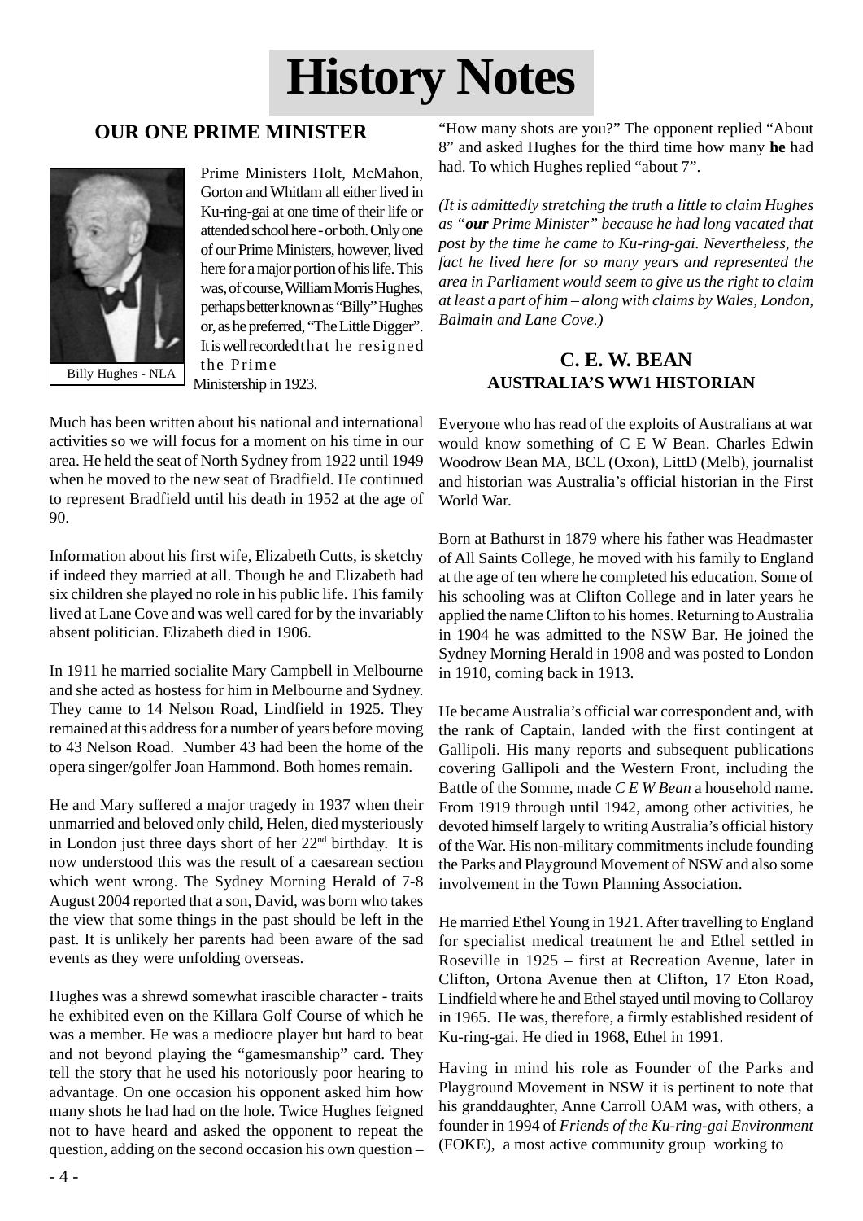# History Notes

## OUR ONE PRIME MINISTER

Billy Hughes - NLA

Prime Ministers Holt, McMahon, Gorton and Whitlam all either lived in Ku-ring-gai at one time of their life or attended school here - or both. Only one of our Prime Ministers, however, lived here for a major portion of his life. This was, of course, William Morris Hughes, perhaps better known as "Billy" Hughes or, as he preferred, "The Little Digger". It is well recorded that he resigned the Prime Ministership in 1923.

Much has been written about his national and international activities so we will focus for a moment on his time in our area. He held the seat of North Sydney from 1922 until 1949 when he moved to the new seat of Bradfield. He continued to represent Bradfield until his death in 1952 at the age of 90.

Information about his first wife, Elizabeth Cutts, is sketchy if indeed they married at all. Though he and Elizabeth had six children she played no role in his public life. This family lived at Lane Cove and was well cared for by the invariably absent politician. Elizabeth died in 1906.

In 1911 he married socialite Mary Campbell in Melbourne and she acted as hostess for him in Melbourne and Sydney. They came to 14 Nelson Road, Lindfield in 1925. They remained at this address for a number of years before moving to 43 Nelson Road. Number 43 had been the home of the opera singer/golfer Joan Hammond. Both homes remain.

He and Mary suffered a major tragedy in 1937 when their unmarried and beloved only child, Helen, died mysteriously in London just three days short of her 22nd birthday. It is now understood this was the result of a caesarean section which went wrong. The Sydney Morning Herald of 7-8 August 2004 reported that a son, David, was born who takes the view that some things in the past should be left in the past. It is unlikely her parents had been aware of the sad events as they were unfolding overseas.

Hughes was a shrewd somewhat irascible character - traits he exhibited even on the Killara Golf Course of which he was a member. He was a mediocre player but hard to beat and not beyond playing the "gamesmanship" card. They tell the story that he used his notoriously poor hearing to advantage. On one occasion his opponent asked him how many shots he had had on the hole. Twice Hughes feigned not to have heard and asked the opponent to repeat the question, adding on the second occasion his own question – "How many shots are you?" The opponent replied "About 8" and asked Hughes for the third time how many **he** had had. To which Hughes replied "about 7".

*(It is admittedly stretching the truth a little to claim Hughes as "**our** Prime Minister" because he had long vacated that post by the time he came to Ku-ring-gai. Nevertheless, the fact he lived here for so many years and represented the area in Parliament would seem to give us the right to claim at least a part of him – along with claims by Wales, London, Balmain and Lane Cove.)*

## C. E. W. BEAN
### AUSTRALIA'S WW1 HISTORIAN

Everyone who has read of the exploits of Australians at war would know something of C E W Bean. Charles Edwin Woodrow Bean MA, BCL (Oxon), LittD (Melb), journalist and historian was Australia's official historian in the First World War.

Born at Bathurst in 1879 where his father was Headmaster of All Saints College, he moved with his family to England at the age of ten where he completed his education. Some of his schooling was at Clifton College and in later years he applied the name Clifton to his homes. Returning to Australia in 1904 he was admitted to the NSW Bar. He joined the Sydney Morning Herald in 1908 and was posted to London in 1910, coming back in 1913.

He became Australia's official war correspondent and, with the rank of Captain, landed with the first contingent at Gallipoli. His many reports and subsequent publications covering Gallipoli and the Western Front, including the Battle of the Somme, made *C E W Bean* a household name. From 1919 through until 1942, among other activities, he devoted himself largely to writing Australia's official history of the War. His non-military commitments include founding the Parks and Playground Movement of NSW and also some involvement in the Town Planning Association.

He married Ethel Young in 1921. After travelling to England for specialist medical treatment he and Ethel settled in Roseville in 1925 – first at Recreation Avenue, later in Clifton, Ortona Avenue then at Clifton, 17 Eton Road, Lindfield where he and Ethel stayed until moving to Collaroy in 1965. He was, therefore, a firmly established resident of Ku-ring-gai. He died in 1968, Ethel in 1991.

Having in mind his role as Founder of the Parks and Playground Movement in NSW it is pertinent to note that his granddaughter, Anne Carroll OAM was, with others, a founder in 1994 of *Friends of the Ku-ring-gai Environment* (FOKE), a most active community group working to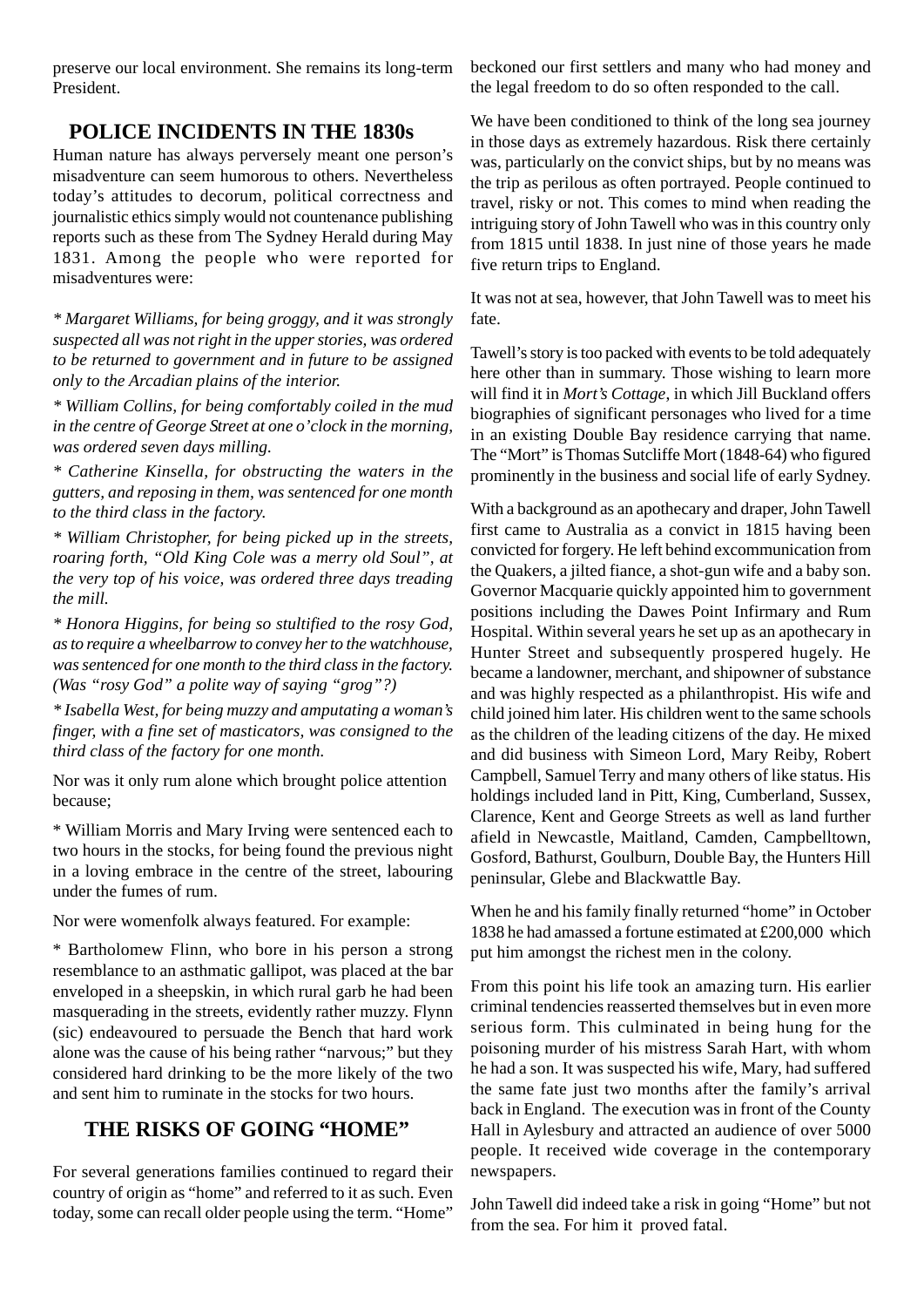preserve our local environment. She remains its long-term President.

## POLICE INCIDENTS IN THE 1830s

Human nature has always perversely meant one person's misadventure can seem humorous to others. Nevertheless today's attitudes to decorum, political correctness and journalistic ethics simply would not countenance publishing reports such as these from The Sydney Herald during May 1831. Among the people who were reported for misadventures were:

*\* Margaret Williams, for being groggy, and it was strongly suspected all was not right in the upper stories, was ordered to be returned to government and in future to be assigned only to the Arcadian plains of the interior.*

*\* William Collins, for being comfortably coiled in the mud in the centre of George Street at one o'clock in the morning, was ordered seven days milling.*

*\* Catherine Kinsella, for obstructing the waters in the gutters, and reposing in them, was sentenced for one month to the third class in the factory.*

*\* William Christopher, for being picked up in the streets, roaring forth, "Old King Cole was a merry old Soul", at the very top of his voice, was ordered three days treading the mill.*

*\* Honora Higgins, for being so stultified to the rosy God, as to require a wheelbarrow to convey her to the watchhouse, was sentenced for one month to the third class in the factory. (Was "rosy God" a polite way of saying "grog"?)*

*\* Isabella West, for being muzzy and amputating a woman's finger, with a fine set of masticators, was consigned to the third class of the factory for one month.*

Nor was it only rum alone which brought police attention because;

\* William Morris and Mary Irving were sentenced each to two hours in the stocks, for being found the previous night in a loving embrace in the centre of the street, labouring under the fumes of rum.

Nor were womenfolk always featured. For example:

\* Bartholomew Flinn, who bore in his person a strong resemblance to an asthmatic gallipot, was placed at the bar enveloped in a sheepskin, in which rural garb he had been masquerading in the streets, evidently rather muzzy. Flynn (sic) endeavoured to persuade the Bench that hard work alone was the cause of his being rather "narvous;" but they considered hard drinking to be the more likely of the two and sent him to ruminate in the stocks for two hours.

## THE RISKS OF GOING "HOME"

For several generations families continued to regard their country of origin as "home" and referred to it as such. Even today, some can recall older people using the term. "Home" beckoned our first settlers and many who had money and the legal freedom to do so often responded to the call.

We have been conditioned to think of the long sea journey in those days as extremely hazardous. Risk there certainly was, particularly on the convict ships, but by no means was the trip as perilous as often portrayed. People continued to travel, risky or not. This comes to mind when reading the intriguing story of John Tawell who was in this country only from 1815 until 1838. In just nine of those years he made five return trips to England.

It was not at sea, however, that John Tawell was to meet his fate.

Tawell's story is too packed with events to be told adequately here other than in summary. Those wishing to learn more will find it in *Mort's Cottage,* in which Jill Buckland offers biographies of significant personages who lived for a time in an existing Double Bay residence carrying that name. The "Mort" is Thomas Sutcliffe Mort (1848-64) who figured prominently in the business and social life of early Sydney.

With a background as an apothecary and draper, John Tawell first came to Australia as a convict in 1815 having been convicted for forgery. He left behind excommunication from the Quakers, a jilted fiance, a shot-gun wife and a baby son. Governor Macquarie quickly appointed him to government positions including the Dawes Point Infirmary and Rum Hospital. Within several years he set up as an apothecary in Hunter Street and subsequently prospered hugely. He became a landowner, merchant, and shipowner of substance and was highly respected as a philanthropist. His wife and child joined him later. His children went to the same schools as the children of the leading citizens of the day. He mixed and did business with Simeon Lord, Mary Reiby, Robert Campbell, Samuel Terry and many others of like status. His holdings included land in Pitt, King, Cumberland, Sussex, Clarence, Kent and George Streets as well as land further afield in Newcastle, Maitland, Camden, Campbelltown, Gosford, Bathurst, Goulburn, Double Bay, the Hunters Hill peninsular, Glebe and Blackwattle Bay.

When he and his family finally returned "home" in October 1838 he had amassed a fortune estimated at £200,000 which put him amongst the richest men in the colony.

From this point his life took an amazing turn. His earlier criminal tendencies reasserted themselves but in even more serious form. This culminated in being hung for the poisoning murder of his mistress Sarah Hart, with whom he had a son. It was suspected his wife, Mary, had suffered the same fate just two months after the family's arrival back in England. The execution was in front of the County Hall in Aylesbury and attracted an audience of over 5000 people. It received wide coverage in the contemporary newspapers.

John Tawell did indeed take a risk in going "Home" but not from the sea. For him it proved fatal.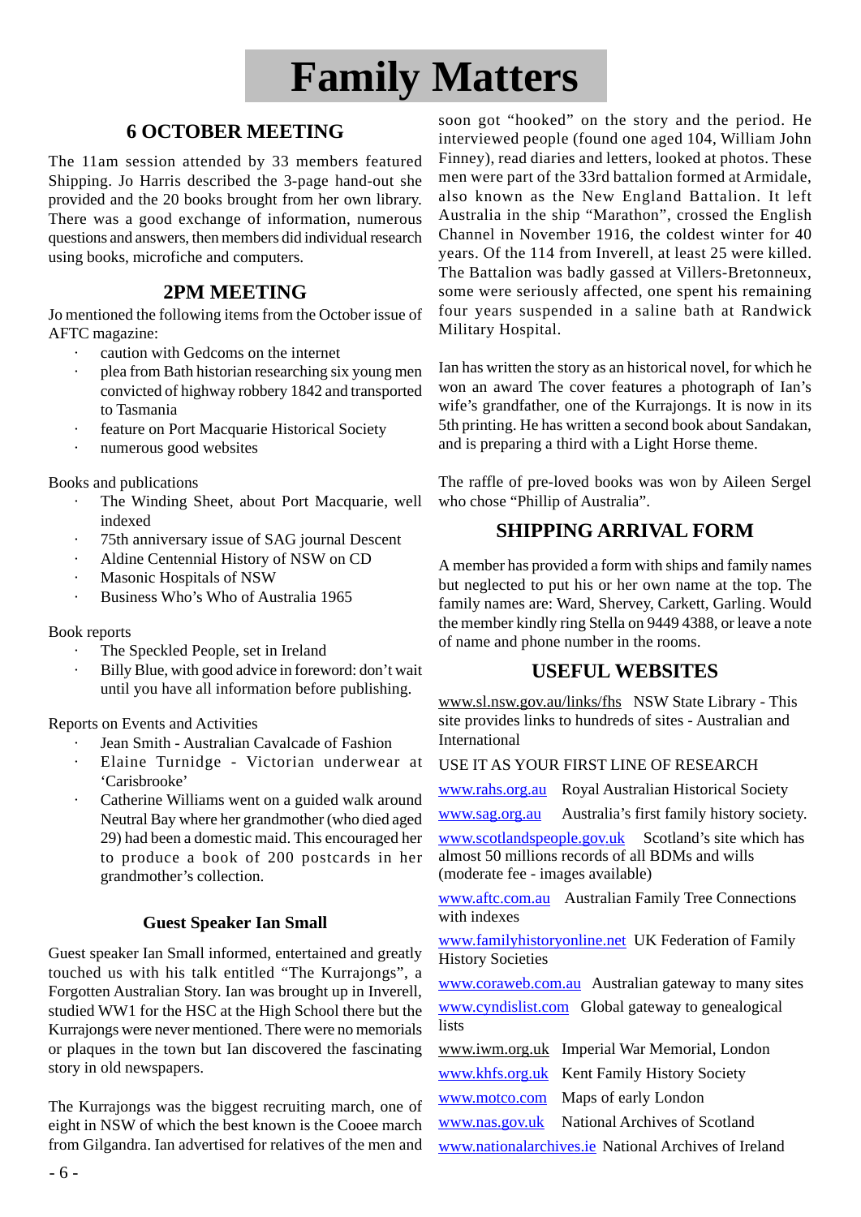# Family Matters

## 6 OCTOBER MEETING

The 11am session attended by 33 members featured Shipping. Jo Harris described the 3-page hand-out she provided and the 20 books brought from her own library. There was a good exchange of information, numerous questions and answers, then members did individual research using books, microfiche and computers.

## 2PM MEETING

Jo mentioned the following items from the October issue of AFTC magazine:

- caution with Gedcoms on the internet
- plea from Bath historian researching six young men convicted of highway robbery 1842 and transported to Tasmania
- feature on Port Macquarie Historical Society
- numerous good websites

Books and publications

- The Winding Sheet, about Port Macquarie, well indexed
- 75th anniversary issue of SAG journal Descent
- Aldine Centennial History of NSW on CD
- Masonic Hospitals of NSW
- Business Who's Who of Australia 1965

Book reports

- The Speckled People, set in Ireland
- Billy Blue, with good advice in foreword: don't wait until you have all information before publishing.

Reports on Events and Activities

- Jean Smith - Australian Cavalcade of Fashion
- Elaine Turnidge - Victorian underwear at 'Carisbrooke'
- Catherine Williams went on a guided walk around Neutral Bay where her grandmother (who died aged 29) had been a domestic maid. This encouraged her to produce a book of 200 postcards in her grandmother's collection.

### Guest Speaker Ian Small

Guest speaker Ian Small informed, entertained and greatly touched us with his talk entitled "The Kurrajongs", a Forgotten Australian Story. Ian was brought up in Inverell, studied WW1 for the HSC at the High School there but the Kurrajongs were never mentioned. There were no memorials or plaques in the town but Ian discovered the fascinating story in old newspapers.

The Kurrajongs was the biggest recruiting march, one of eight in NSW of which the best known is the Cooee march from Gilgandra. Ian advertised for relatives of the men and soon got "hooked" on the story and the period. He interviewed people (found one aged 104, William John Finney), read diaries and letters, looked at photos. These men were part of the 33rd battalion formed at Armidale, also known as the New England Battalion. It left Australia in the ship "Marathon", crossed the English Channel in November 1916, the coldest winter for 40 years. Of the 114 from Inverell, at least 25 were killed. The Battalion was badly gassed at Villers-Bretonneux, some were seriously affected, one spent his remaining four years suspended in a saline bath at Randwick Military Hospital.

Ian has written the story as an historical novel, for which he won an award The cover features a photograph of Ian's wife's grandfather, one of the Kurrajongs. It is now in its 5th printing. He has written a second book about Sandakan, and is preparing a third with a Light Horse theme.

The raffle of pre-loved books was won by Aileen Sergel who chose "Phillip of Australia".

## SHIPPING ARRIVAL FORM

A member has provided a form with ships and family names but neglected to put his or her own name at the top. The family names are: Ward, Shervey, Carkett, Garling. Would the member kindly ring Stella on 9449 4388, or leave a note of name and phone number in the rooms.

## USEFUL WEBSITES

www.sl.nsw.gov.au/links/fhs NSW State Library - This site provides links to hundreds of sites - Australian and International

USE IT AS YOUR FIRST LINE OF RESEARCH

www.rahs.org.au Royal Australian Historical Society

www.sag.org.au Australia's first family history society.

www.scotlandspeople.gov.uk Scotland's site which has almost 50 millions records of all BDMs and wills (moderate fee - images available)

www.aftc.com.au Australian Family Tree Connections with indexes

www.familyhistoryonline.net UK Federation of Family History Societies

www.coraweb.com.au Australian gateway to many sites

www.cyndislist.com Global gateway to genealogical lists

www.iwm.org.uk Imperial War Memorial, London

www.khfs.org.uk Kent Family History Society

www.motco.com Maps of early London

www.nas.gov.uk National Archives of Scotland

www.nationalarchives.ie National Archives of Ireland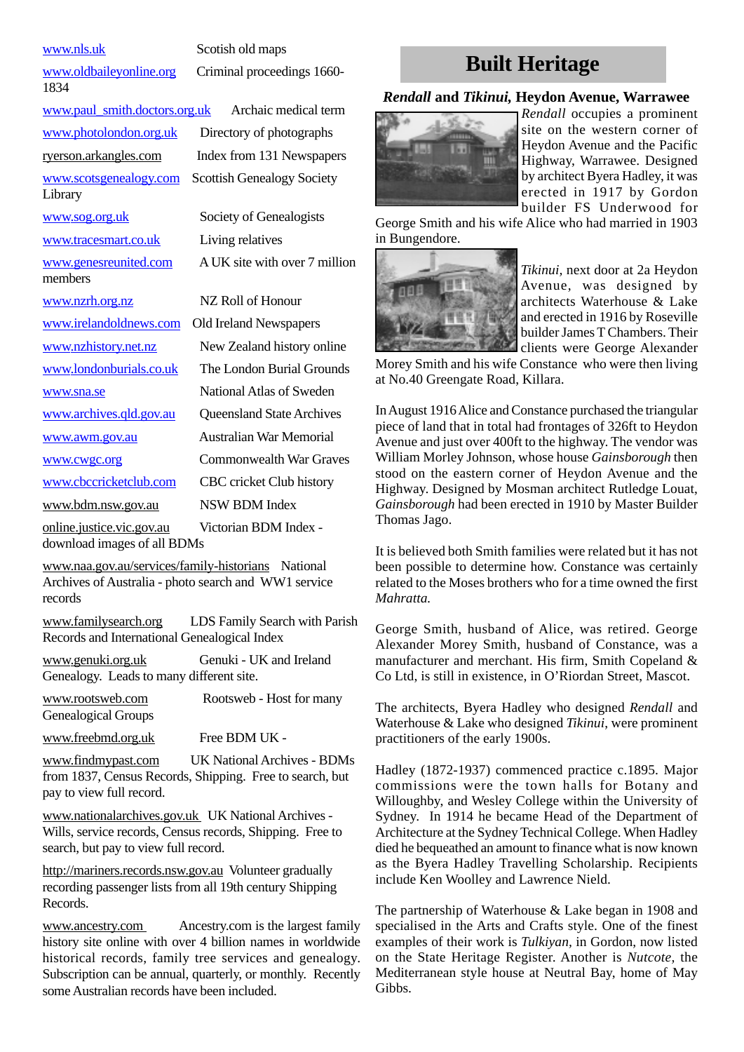www.nls.uk Scotish old maps

www.oldbaileyonline.org Criminal proceedings 1660-1834

www.paul_smith.doctors.org.uk Archaic medical term

www.photolondon.org.uk Directory of photographs

ryerson.arkangles.com Index from 131 Newspapers

www.scotsgenealogy.com Scottish Genealogy Society Library

www.sog.org.uk Society of Genealogists

www.tracesmart.co.uk Living relatives

www.genesreunited.com A UK site with over 7 million members

www.nzrh.org.nz NZ Roll of Honour

www.irelandoldnews.com Old Ireland Newspapers

www.nzhistory.net.nz New Zealand history online

www.londonburials.co.uk The London Burial Grounds

www.sna.se National Atlas of Sweden

www.archives.qld.gov.au Queensland State Archives

www.awm.gov.au Australian War Memorial

www.cwgc.org Commonwealth War Graves

www.cbccricketclub.com CBC cricket Club history

www.bdm.nsw.gov.au NSW BDM Index

online.justice.vic.gov.au Victorian BDM Index - download images of all BDMs

www.naa.gov.au/services/family-historians National Archives of Australia - photo search and WW1 service records

www.familysearch.org LDS Family Search with Parish Records and International Genealogical Index

www.genuki.org.uk Genuki - UK and Ireland Genealogy. Leads to many different site.

www.rootsweb.com Rootsweb - Host for many Genealogical Groups

www.freebmd.org.uk Free BDM UK -

www.findmypast.com UK National Archives - BDMs from 1837, Census Records, Shipping. Free to search, but pay to view full record.

www.nationalarchives.gov.uk UK National Archives - Wills, service records, Census records, Shipping. Free to search, but pay to view full record.

http://mariners.records.nsw.gov.au Volunteer gradually recording passenger lists from all 19th century Shipping Records.

www.ancestry.com Ancestry.com is the largest family history site online with over 4 billion names in worldwide historical records, family tree services and genealogy. Subscription can be annual, quarterly, or monthly. Recently some Australian records have been included.

# Built Heritage

### *Rendall* and *Tikinui*, Heydon Avenue, Warrawee

*Rendall* occupies a prominent site on the western corner of Heydon Avenue and the Pacific Highway, Warrawee. Designed by architect Byera Hadley, it was erected in 1917 by Gordon builder FS Underwood for George Smith and his wife Alice who had married in 1903 in Bungendore.

*Tikinui*, next door at 2a Heydon Avenue, was designed by architects Waterhouse & Lake and erected in 1916 by Roseville builder James T Chambers. Their clients were George Alexander Morey Smith and his wife Constance who were then living at No.40 Greengate Road, Killara.

In August 1916 Alice and Constance purchased the triangular piece of land that in total had frontages of 326ft to Heydon Avenue and just over 400ft to the highway. The vendor was William Morley Johnson, whose house *Gainsborough* then stood on the eastern corner of Heydon Avenue and the Highway. Designed by Mosman architect Rutledge Louat, *Gainsborough* had been erected in 1910 by Master Builder Thomas Jago.

It is believed both Smith families were related but it has not been possible to determine how. Constance was certainly related to the Moses brothers who for a time owned the first *Mahratta.*

George Smith, husband of Alice, was retired. George Alexander Morey Smith, husband of Constance, was a manufacturer and merchant. His firm, Smith Copeland & Co Ltd, is still in existence, in O'Riordan Street, Mascot.

The architects, Byera Hadley who designed *Rendall* and Waterhouse & Lake who designed *Tikinui*, were prominent practitioners of the early 1900s.

Hadley (1872-1937) commenced practice c.1895. Major commissions were the town halls for Botany and Willoughby, and Wesley College within the University of Sydney. In 1914 he became Head of the Department of Architecture at the Sydney Technical College. When Hadley died he bequeathed an amount to finance what is now known as the Byera Hadley Travelling Scholarship. Recipients include Ken Woolley and Lawrence Nield.

The partnership of Waterhouse & Lake began in 1908 and specialised in the Arts and Crafts style. One of the finest examples of their work is *Tulkiyan,* in Gordon, now listed on the State Heritage Register. Another is *Nutcote,* the Mediterranean style house at Neutral Bay, home of May Gibbs.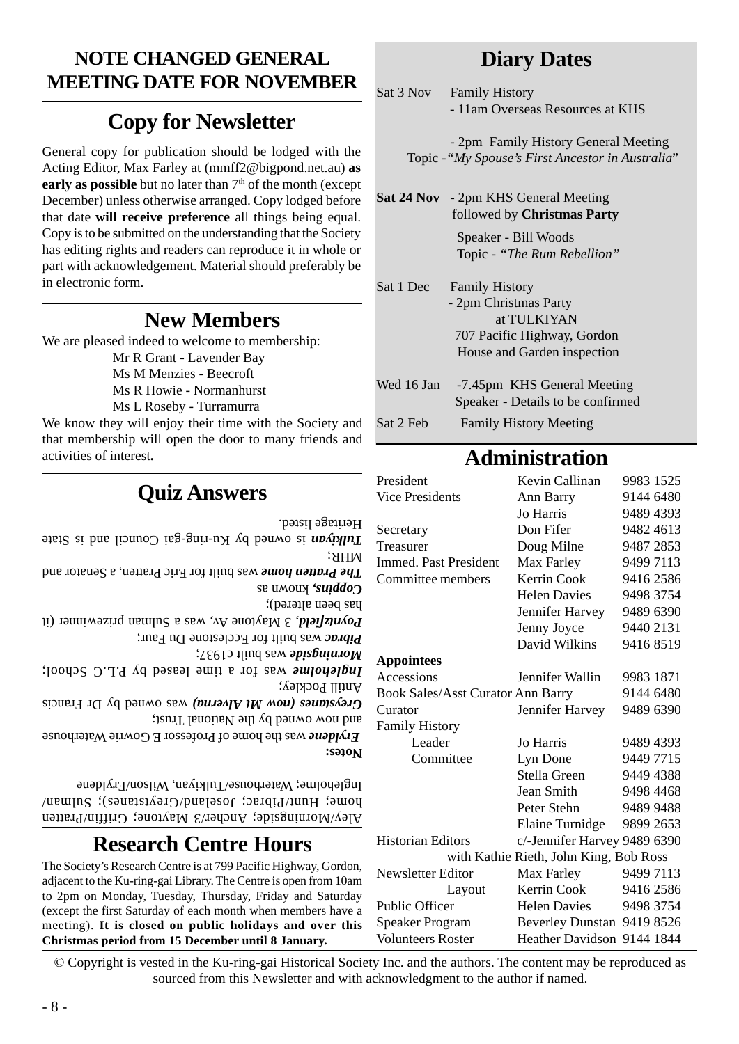## NOTE CHANGED GENERAL MEETING DATE FOR NOVEMBER

## Copy for Newsletter

General copy for publication should be lodged with the Acting Editor, Max Farley at (mmff2@bigpond.net.au) **as early as possible** but no later than 7th of the month (except December) unless otherwise arranged. Copy lodged before that date **will receive preference** all things being equal. Copy is to be submitted on the understanding that the Society has editing rights and readers can reproduce it in whole or part with acknowledgement. Material should preferably be in electronic form.

## New Members

We are pleased indeed to welcome to membership:

Mr R Grant - Lavender Bay
Ms M Menzies - Beecroft
Ms R Howie - Normanhurst
Ms L Roseby - Turramurra

We know they will enjoy their time with the Society and that membership will open the door to many friends and activities of interest**.**

## Quiz Answers

Aley/Morningside; Ancher/3 Maytone; Griffin/Pratten home; Hunt/Pibrac; Joseland/Greystanes); Sulman/Inglehome; Waterhouse/Tulkiyan, Wilson/Eryldene

**Notes:**

***Eryldene*** was the home of Professor E Gowrie Waterhouse and now owned by the National Trust;

***Greystanes (now Mt Alverna)*** was owned by Dr Francis Antill Pockley;

***Inglehome*** was for a time leased by P.L.C School;

***Morningside*** was built c1937;

***Pibrac*** was built for Ecclestone Du Faur;

***Poyntzfield***, 3 Maytone Av, was a Sulman prizewinner (it has been altered);

***Coppins***, known as

***The Pratten home*** was built for Eric Pratten, a Senator and MHR;

***Tulkiyan*** is owned by Ku-ring-gai Council and is State Heritage listed.

## Research Centre Hours

The Society's Research Centre is at 799 Pacific Highway, Gordon, adjacent to the Ku-ring-gai Library. The Centre is open from 10am to 2pm on Monday, Tuesday, Thursday, Friday and Saturday (except the first Saturday of each month when members have a meeting). **It is closed on public holidays and over this Christmas period from 15 December until 8 January.**

## Diary Dates

**Sat 3 Nov** Family History
- 11am Overseas Resources at KHS
- 2pm Family History General Meeting
Topic - *"My Spouse's First Ancestor in Australia"*

**Sat 24 Nov** - 2pm KHS General Meeting followed by **Christmas Party**
Speaker - Bill Woods
Topic - *"The Rum Rebellion"*

**Sat 1 Dec** Family History
- 2pm Christmas Party at TULKIYAN
707 Pacific Highway, Gordon
House and Garden inspection

**Wed 16 Jan** -7.45pm KHS General Meeting
Speaker - Details to be confirmed

**Sat 2 Feb** Family History Meeting

## Administration

| | | |
|---|---|---|
| President | Kevin Callinan | 9983 1525 |
| Vice Presidents | Ann Barry | 9144 6480 |
| | Jo Harris | 9489 4393 |
| Secretary | Don Fifer | 9482 4613 |
| Treasurer | Doug Milne | 9487 2853 |
| Immed. Past President | Max Farley | 9499 7113 |
| Committee members | Kerrin Cook | 9416 2586 |
| | Helen Davies | 9498 3754 |
| | Jennifer Harvey | 9489 6390 |
| | Jenny Joyce | 9440 2131 |
| | David Wilkins | 9416 8519 |
| **Appointees** | | |
| Accessions | Jennifer Wallin | 9983 1871 |
| Book Sales/Asst Curator | Ann Barry | 9144 6480 |
| Curator | Jennifer Harvey | 9489 6390 |
| Family History | | |
| Leader | Jo Harris | 9489 4393 |
| Committee | Lyn Done | 9449 7715 |
| | Stella Green | 9449 4388 |
| | Jean Smith | 9498 4468 |
| | Peter Stehn | 9489 9488 |
| | Elaine Turnidge | 9899 2653 |
| Historian Editors | c/-Jennifer Harvey | 9489 6390 |
| | with Kathie Rieth, John King, Bob Ross | |
| Newsletter Editor | Max Farley | 9499 7113 |
| Layout | Kerrin Cook | 9416 2586 |
| Public Officer | Helen Davies | 9498 3754 |
| Speaker Program | Beverley Dunstan | 9419 8526 |
| Volunteers Roster | Heather Davidson | 9144 1844 |

© Copyright is vested in the Ku-ring-gai Historical Society Inc. and the authors. The content may be reproduced as sourced from this Newsletter and with acknowledgment to the author if named.